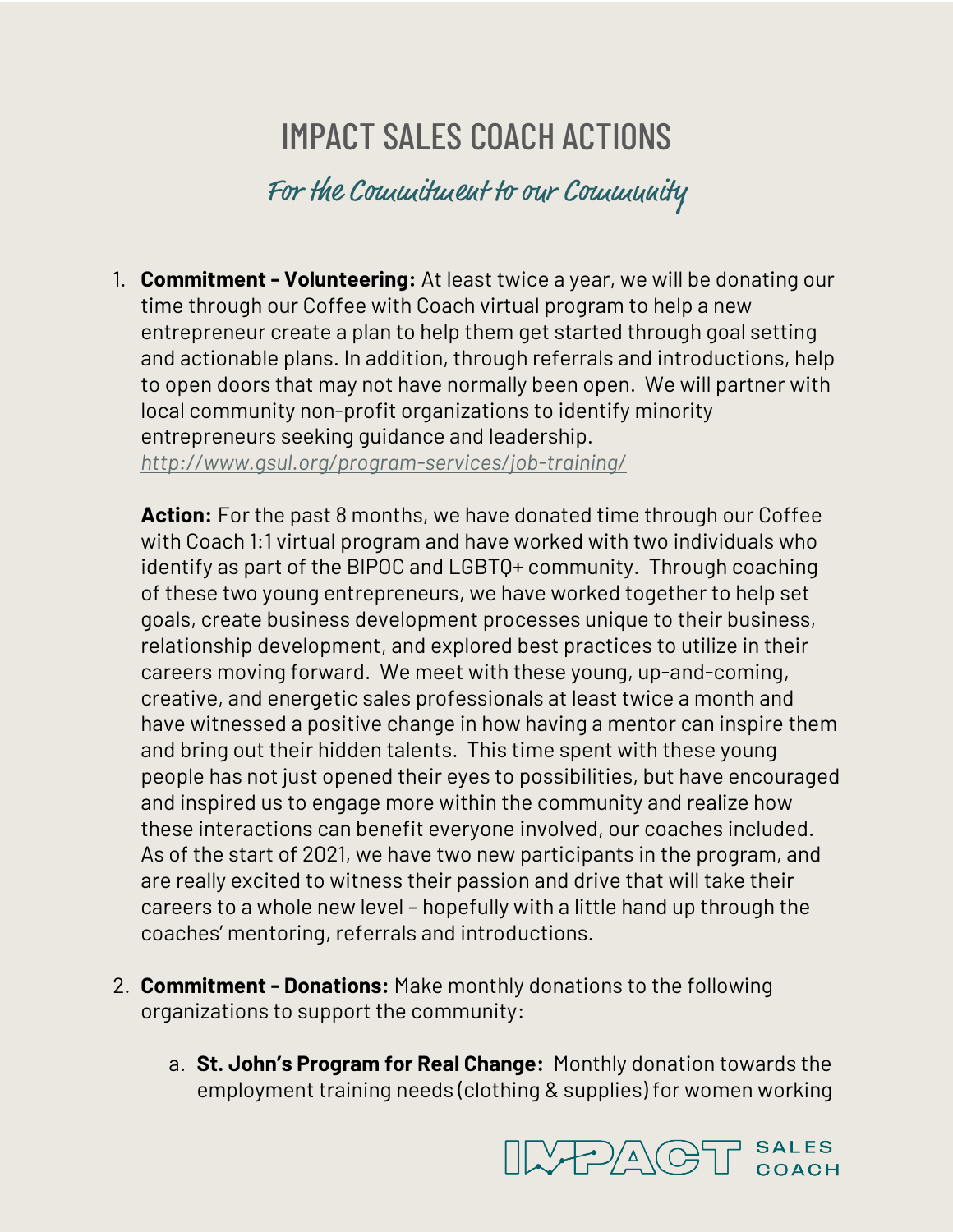# IMPACT SALES COACH ACTIONS

## For the Commitment to our Community

1. **Commitment - Volunteering:** At least twice a year, we will be donating our time through our Coffee with Coach virtual program to help a new entrepreneur create a plan to help them get started through goal setting and actionable plans. In addition, through referrals and introductions, help to open doors that may not have normally been open. We will partner with local community non-profit organizations to identify minority entrepreneurs seeking guidance and leadership. *http://www.gsul.org/program-services/job-training/*

   **Action:** For the past 8 months, we have donated time through our Coffee with Coach 1:1 virtual program and have worked with two individuals who identify as part of the BIPOC and LGBTQ+ community. Through coaching of these two young entrepreneurs, we have worked together to help set goals, create business development processes unique to their business, relationship development, and explored best practices to utilize in their careers moving forward. We meet with these young, up-and-coming, creative, and energetic sales professionals at least twice a month and have witnessed a positive change in how having a mentor can inspire them and bring out their hidden talents. This time spent with these young people has not just opened their eyes to possibilities, but have encouraged and inspired us to engage more within the community and realize how these interactions can benefit everyone involved, our coaches included. As of the start of 2021, we have two new participants in the program, and are really excited to witness their passion and drive that will take their careers to a whole new level – hopefully with a little hand up through the coaches' mentoring, referrals and introductions.

2. **Commitment - Donations:** Make monthly donations to the following organizations to support the community:

   a. **St. John's Program for Real Change:** Monthly donation towards the employment training needs (clothing & supplies) for women working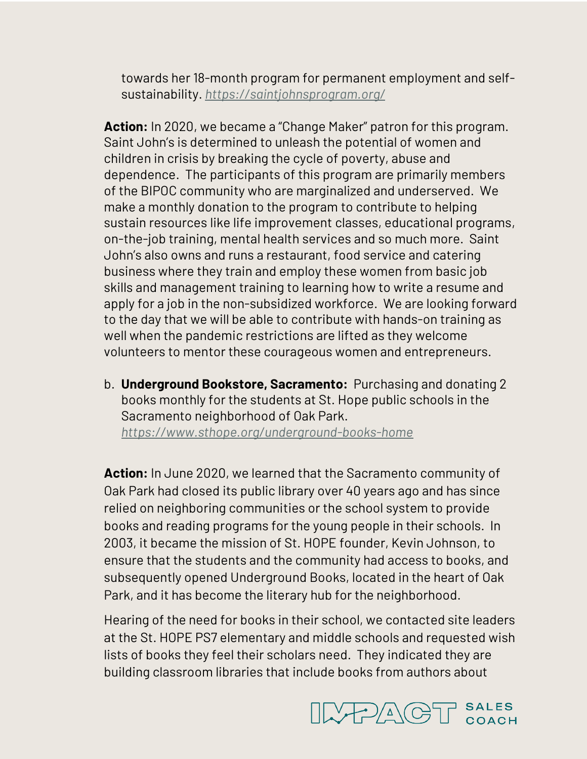towards her 18-month program for permanent employment and self-sustainability. *https://saintjohnsprogram.org/*

**Action:** In 2020, we became a "Change Maker" patron for this program. Saint John's is determined to unleash the potential of women and children in crisis by breaking the cycle of poverty, abuse and dependence. The participants of this program are primarily members of the BIPOC community who are marginalized and underserved. We make a monthly donation to the program to contribute to helping sustain resources like life improvement classes, educational programs, on-the-job training, mental health services and so much more. Saint John's also owns and runs a restaurant, food service and catering business where they train and employ these women from basic job skills and management training to learning how to write a resume and apply for a job in the non-subsidized workforce. We are looking forward to the day that we will be able to contribute with hands-on training as well when the pandemic restrictions are lifted as they welcome volunteers to mentor these courageous women and entrepreneurs.

b. **Underground Bookstore, Sacramento:** Purchasing and donating 2 books monthly for the students at St. Hope public schools in the Sacramento neighborhood of Oak Park. *https://www.sthope.org/underground-books-home*

**Action:** In June 2020, we learned that the Sacramento community of Oak Park had closed its public library over 40 years ago and has since relied on neighboring communities or the school system to provide books and reading programs for the young people in their schools. In 2003, it became the mission of St. HOPE founder, Kevin Johnson, to ensure that the students and the community had access to books, and subsequently opened Underground Books, located in the heart of Oak Park, and it has become the literary hub for the neighborhood.

Hearing of the need for books in their school, we contacted site leaders at the St. HOPE PS7 elementary and middle schools and requested wish lists of books they feel their scholars need. They indicated they are building classroom libraries that include books from authors about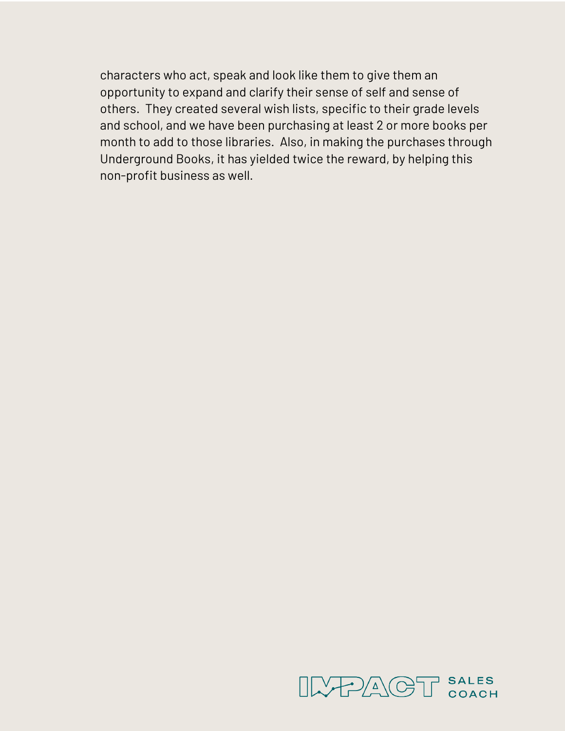characters who act, speak and look like them to give them an opportunity to expand and clarify their sense of self and sense of others. They created several wish lists, specific to their grade levels and school, and we have been purchasing at least 2 or more books per month to add to those libraries. Also, in making the purchases through Underground Books, it has yielded twice the reward, by helping this non-profit business as well.